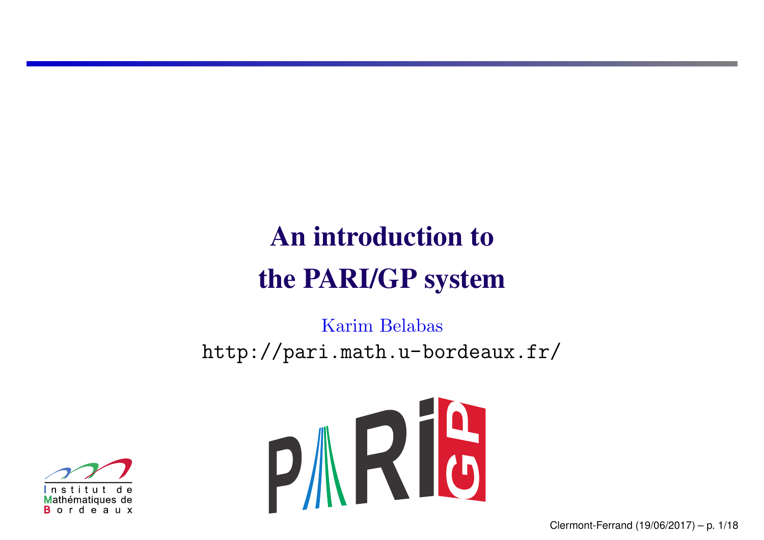# An introduction to the PARI/GP system

Karim Belabas

http://pari.math.u-bordeaux.fr/

Institut de Mathématiques de Bordeaux

Clermont-Ferrand (19/06/2017)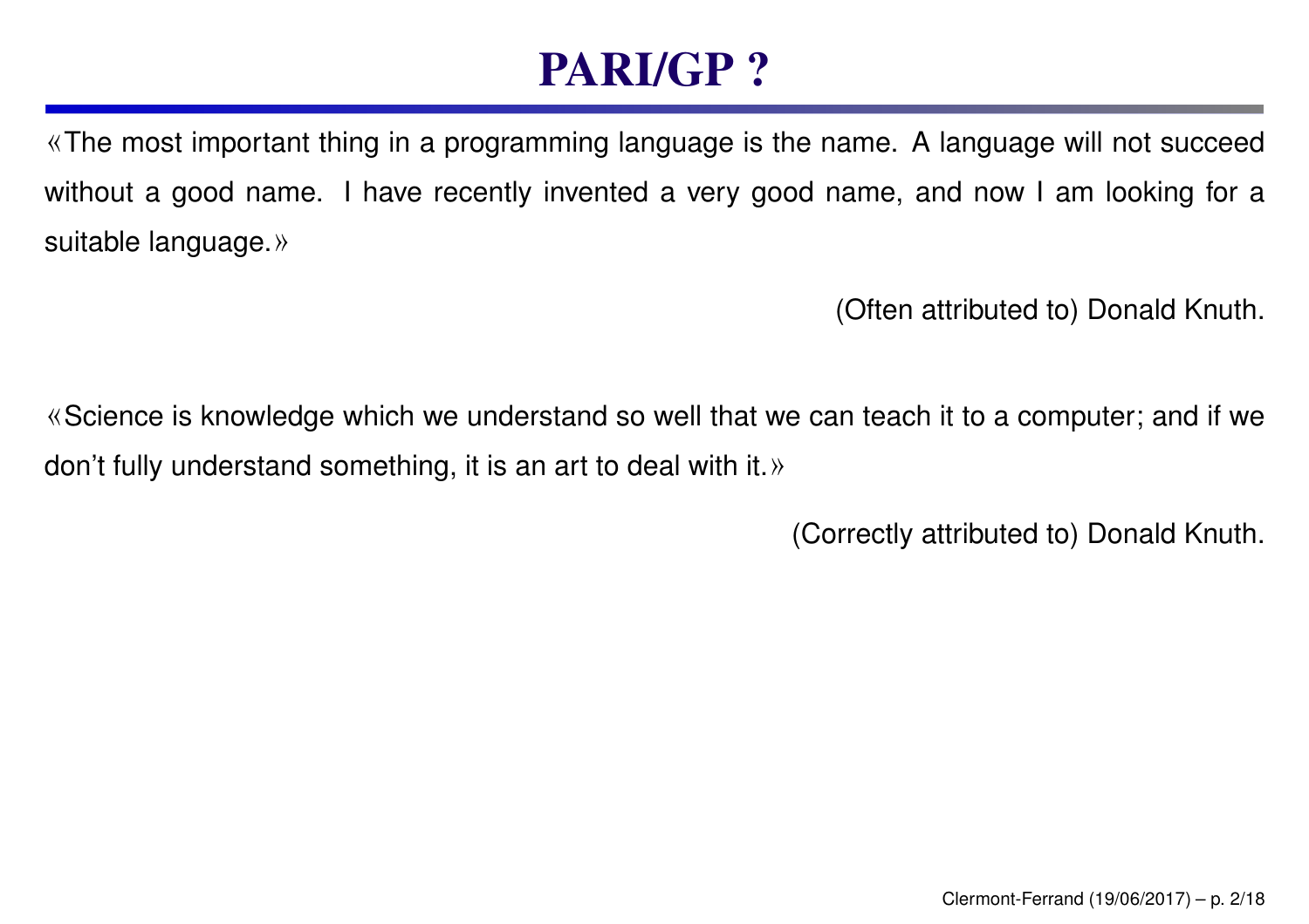# PARI/GP ?

«The most important thing in a programming language is the name. A language will not succeed without a good name. I have recently invented a very good name, and now I am looking for a suitable language.»

(Often attributed to) Donald Knuth.

«Science is knowledge which we understand so well that we can teach it to a computer; and if we don't fully understand something, it is an art to deal with it.»

(Correctly attributed to) Donald Knuth.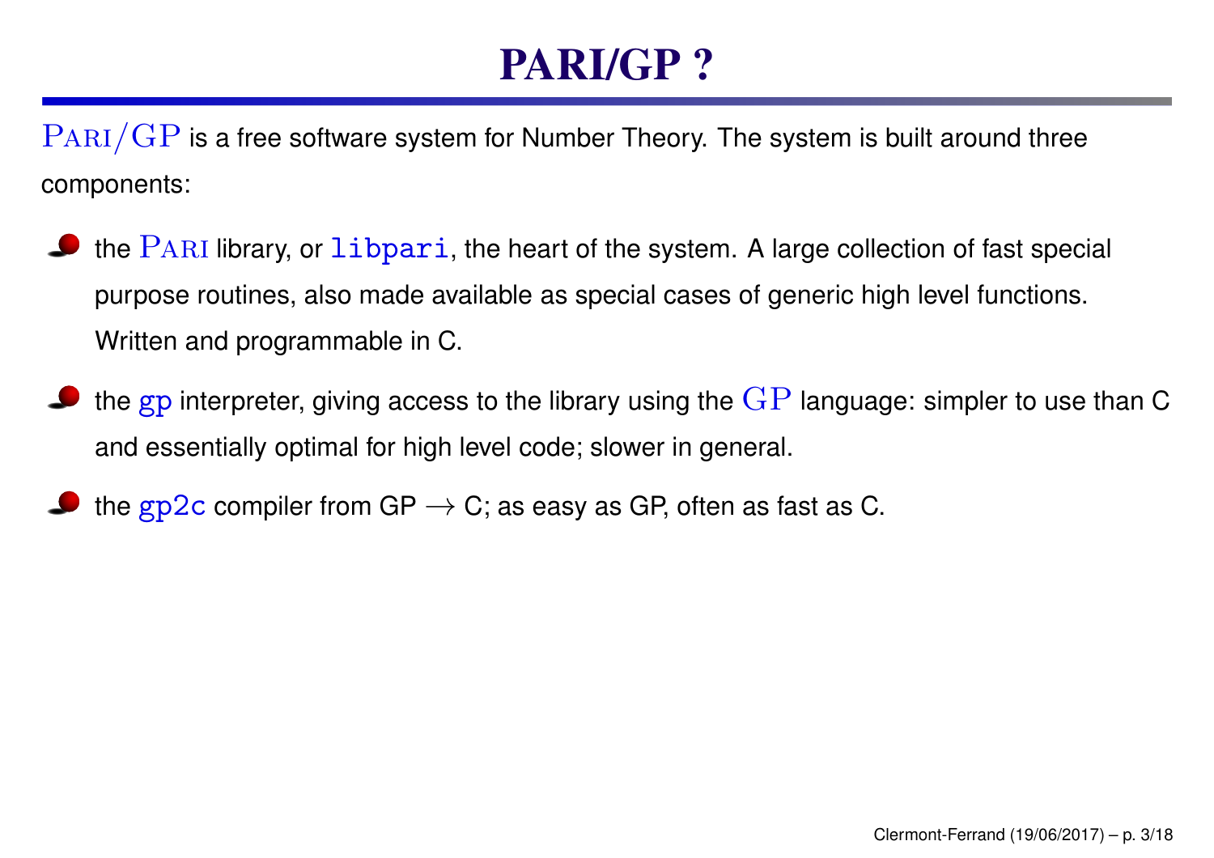# PARI/GP ?

PARI/GP is a free software system for Number Theory. The system is built around three components:

- the PARI library, or `libpari`, the heart of the system. A large collection of fast special purpose routines, also made available as special cases of generic high level functions. Written and programmable in C.
- the gp interpreter, giving access to the library using the GP language: simpler to use than C and essentially optimal for high level code; slower in general.
- the gp2c compiler from GP $\to$ C; as easy as GP, often as fast as C.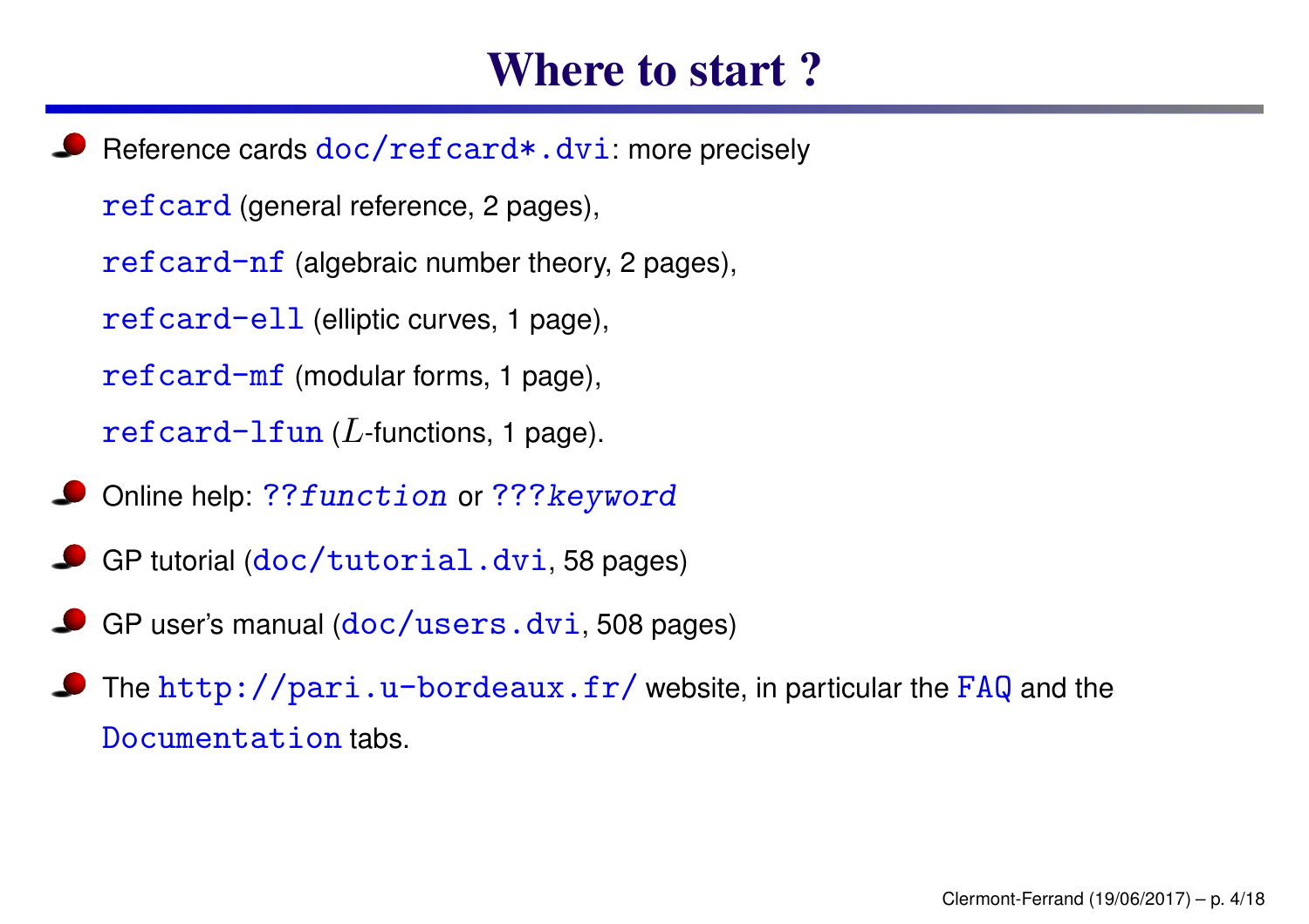# Where to start ?

- Reference cards `doc/refcard*.dvi`: more precisely

  `refcard` (general reference, 2 pages),

  `refcard-nf` (algebraic number theory, 2 pages),

  `refcard-ell` (elliptic curves, 1 page),

  `refcard-mf` (modular forms, 1 page),

  `refcard-lfun` ($L$-functions, 1 page).

- Online help: `??`*`function`* or `???`*`keyword`*

- GP tutorial (`doc/tutorial.dvi`, 58 pages)

- GP user's manual (`doc/users.dvi`, 508 pages)

- The `http://pari.u-bordeaux.fr/` website, in particular the `FAQ` and the `Documentation` tabs.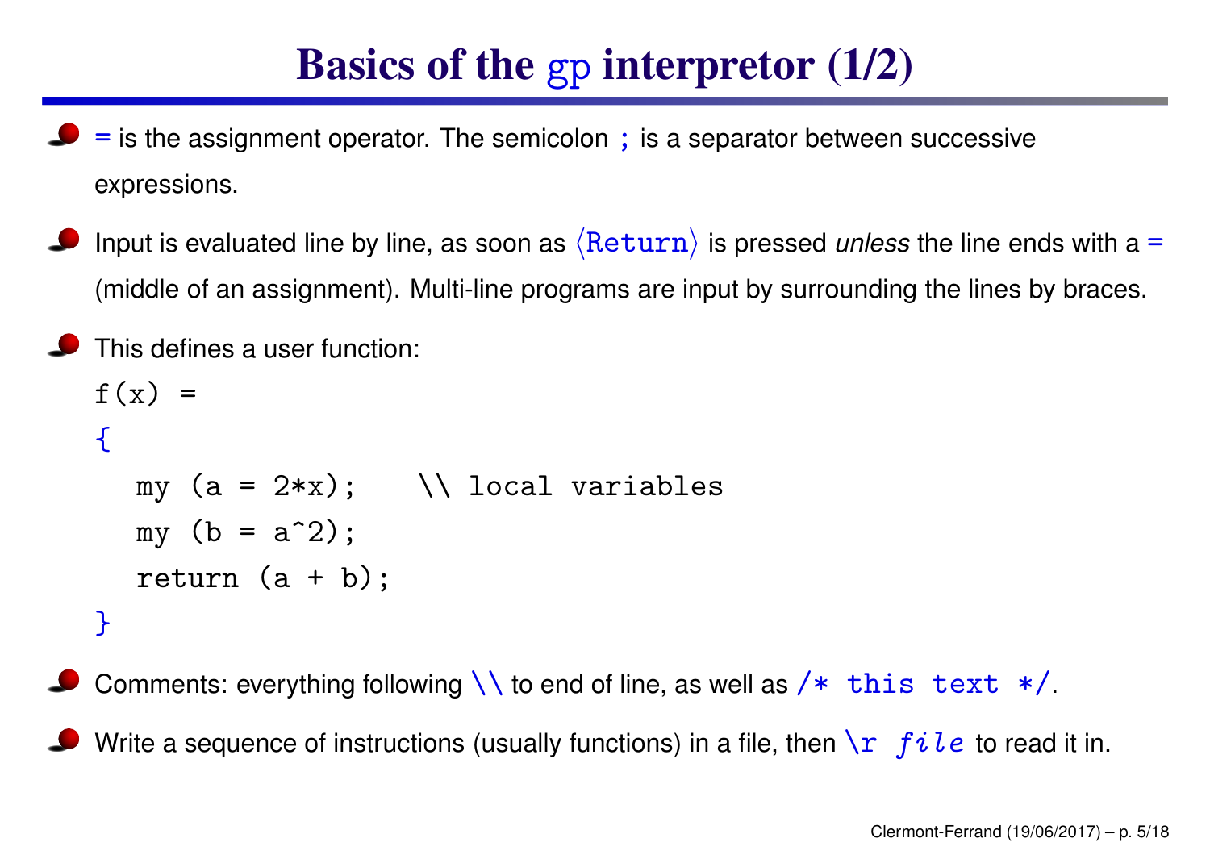# Basics of the gp interpretor (1/2)

- `=` is the assignment operator. The semicolon `;` is a separator between successive expressions.
- Input is evaluated line by line, as soon as ⟨`Return`⟩ is pressed *unless* the line ends with a `=` (middle of an assignment). Multi-line programs are input by surrounding the lines by braces.
- This defines a user function:

```
f(x) =
{
  my (a = 2*x);    \\ local variables
  my (b = a^2);
  return (a + b);
}
```

- Comments: everything following `\\` to end of line, as well as `/* this text */`.
- Write a sequence of instructions (usually functions) in a file, then `\r` *`file`* to read it in.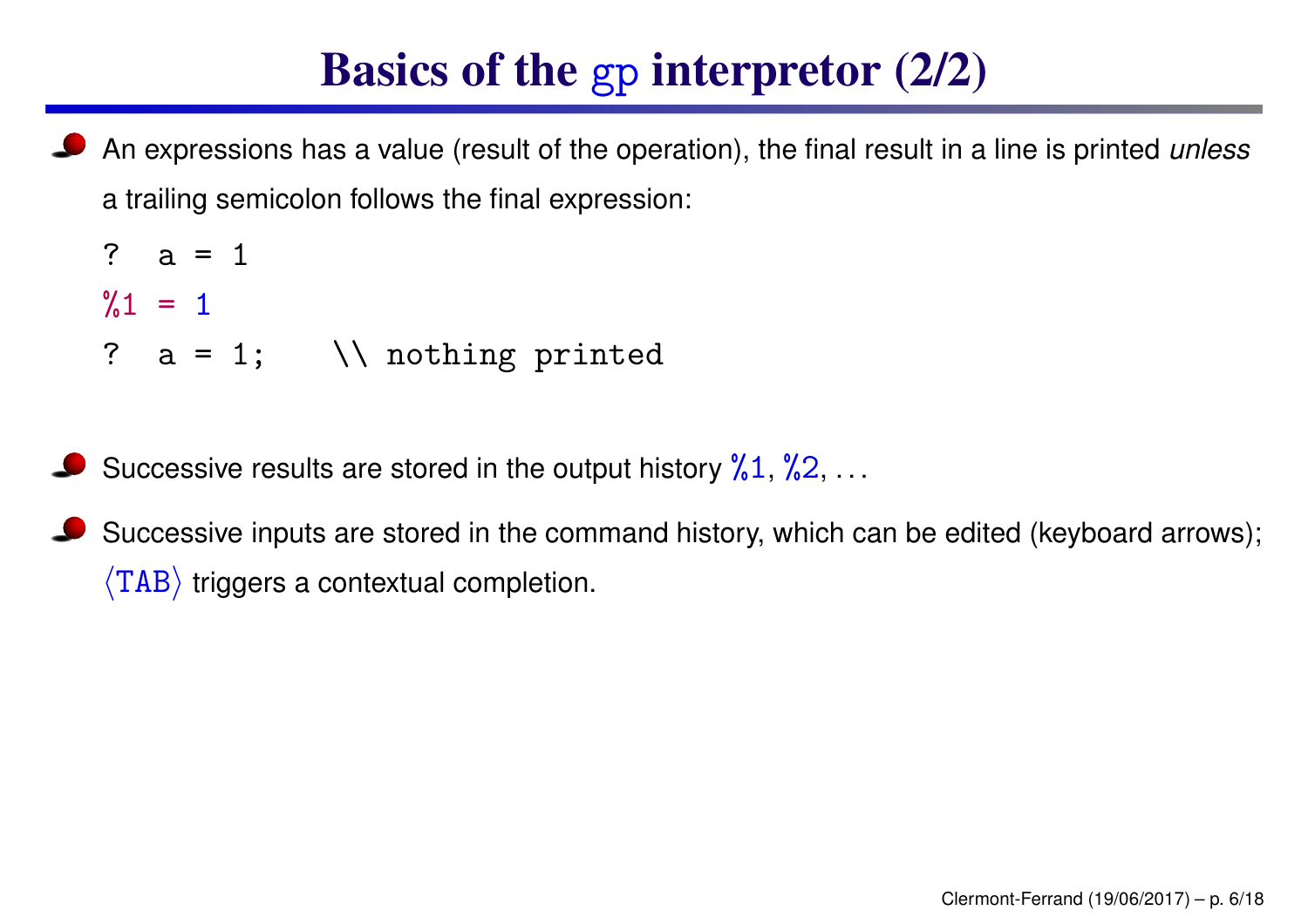# Basics of the gp interpretor (2/2)

- An expressions has a value (result of the operation), the final result in a line is printed *unless* a trailing semicolon follows the final expression:

```
?  a = 1
%1 = 1
?  a = 1;    \\ nothing printed
```

- Successive results are stored in the output history %1, %2, ...
- Successive inputs are stored in the command history, which can be edited (keyboard arrows); ⟨TAB⟩ triggers a contextual completion.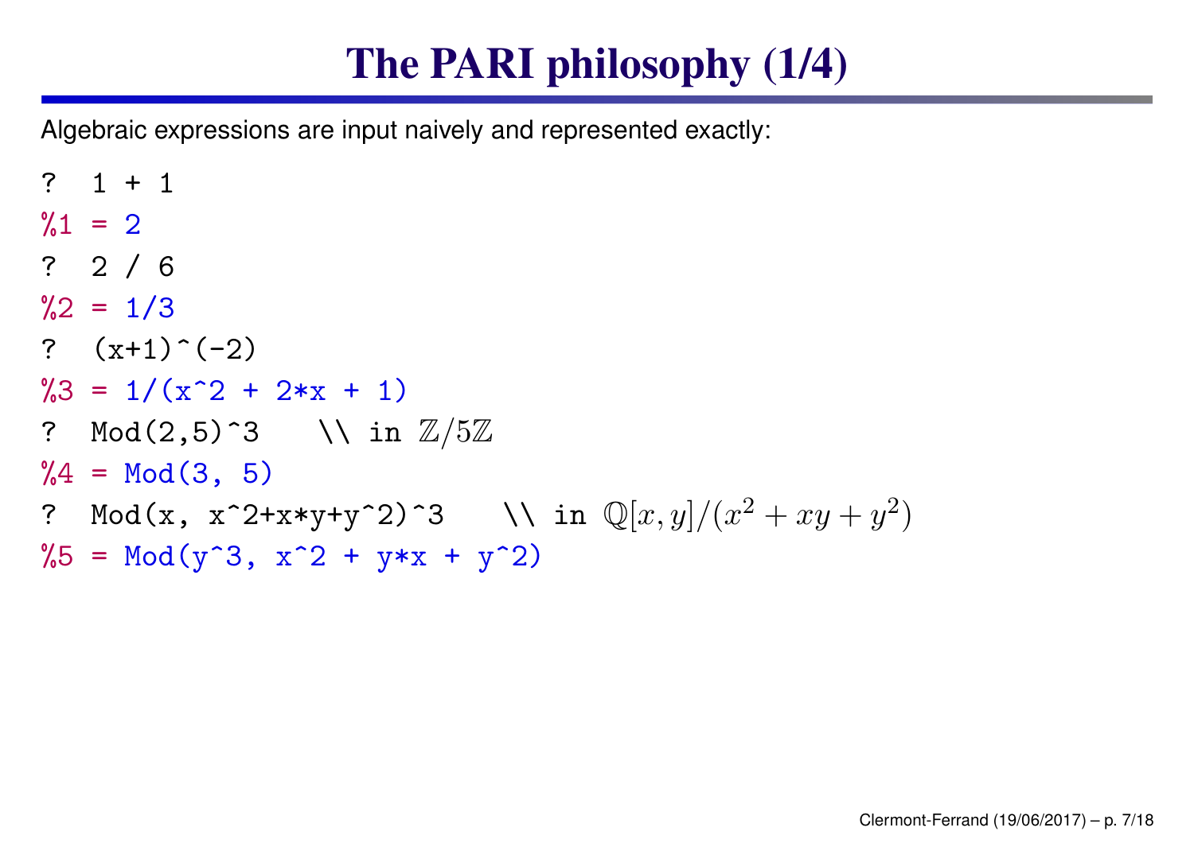# The PARI philosophy (1/4)

Algebraic expressions are input naively and represented exactly:

```
?  1 + 1
%1 = 2
?  2 / 6
%2 = 1/3
?  (x+1)^(-2)
%3 = 1/(x^2 + 2*x + 1)
?  Mod(2,5)^3    \\ in Z/5Z
%4 = Mod(3, 5)
?  Mod(x, x^2+x*y+y^2)^3    \\ in Q[x,y]/(x^2+xy+y^2)
%5 = Mod(y^3, x^2 + y*x + y^2)
```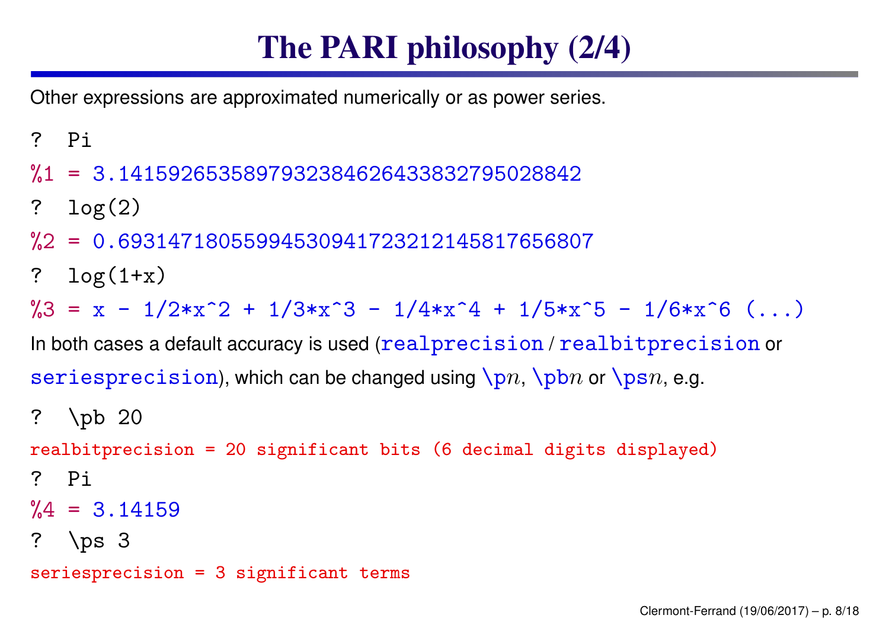# The PARI philosophy (2/4)

Other expressions are approximated numerically or as power series.

```
?  Pi
%1 = 3.1415926535897932384626433832795028842
?  log(2)
%2 = 0.69314718055994530941723212145817656807
?  log(1+x)
%3 = x - 1/2*x^2 + 1/3*x^3 - 1/4*x^4 + 1/5*x^5 - 1/6*x^6 (...)
```

In both cases a default accuracy is used (`realprecision` / `realbitprecision` or `seriesprecision`), which can be changed using `\p`$n$, `\pb`$n$ or `\ps`$n$, e.g.

```
?  \pb 20
realbitprecision = 20 significant bits (6 decimal digits displayed)
?  Pi
%4 = 3.14159
?  \ps 3
seriesprecision = 3 significant terms
```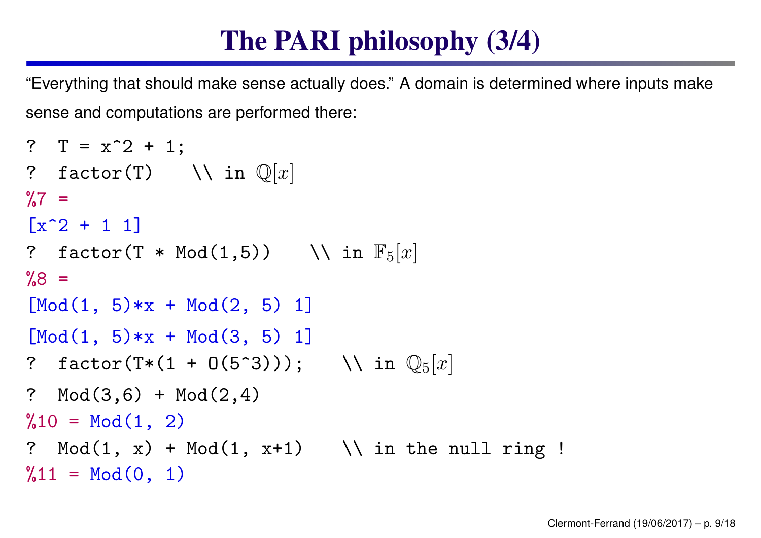# The PARI philosophy (3/4)

"Everything that should make sense actually does." A domain is determined where inputs make sense and computations are performed there:

```
?  T = x^2 + 1;
?  factor(T)    \\ in Q[x]
%7 =
[x^2 + 1 1]
?  factor(T * Mod(1,5))    \\ in F_5[x]
%8 =
[Mod(1, 5)*x + Mod(2, 5) 1]
[Mod(1, 5)*x + Mod(3, 5) 1]
?  factor(T*(1 + O(5^3)));    \\ in Q_5[x]
?  Mod(3,6) + Mod(2,4)
%10 = Mod(1, 2)
?  Mod(1, x) + Mod(1, x+1)    \\ in the null ring !
%11 = Mod(0, 1)
```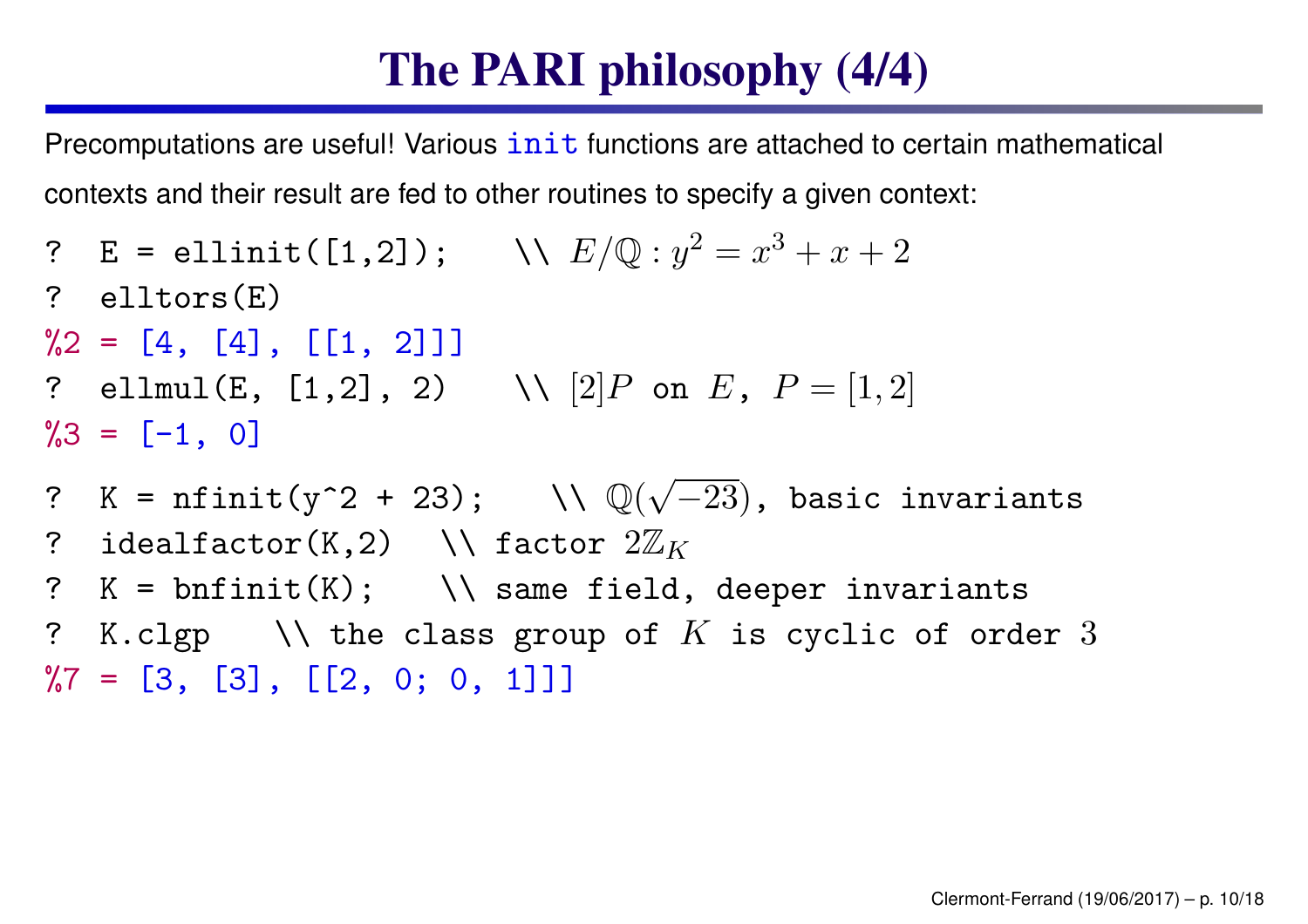# The PARI philosophy (4/4)

Precomputations are useful! Various `init` functions are attached to certain mathematical contexts and their result are fed to other routines to specify a given context:

```
?  E = ellinit([1,2]);    \\ E/Q : y^2 = x^3 + x + 2
?  elltors(E)
%2 = [4, [4], [[1, 2]]]
?  ellmul(E, [1,2], 2)    \\ [2]P on E, P = [1,2]
%3 = [-1, 0]
?  K = nfinit(y^2 + 23);    \\ Q(sqrt(-23)), basic invariants
?  idealfactor(K,2)   \\ factor 2Z_K
?  K = bnfinit(K);    \\ same field, deeper invariants
?  K.clgp    \\ the class group of K is cyclic of order 3
%7 = [3, [3], [[2, 0; 0, 1]]]
```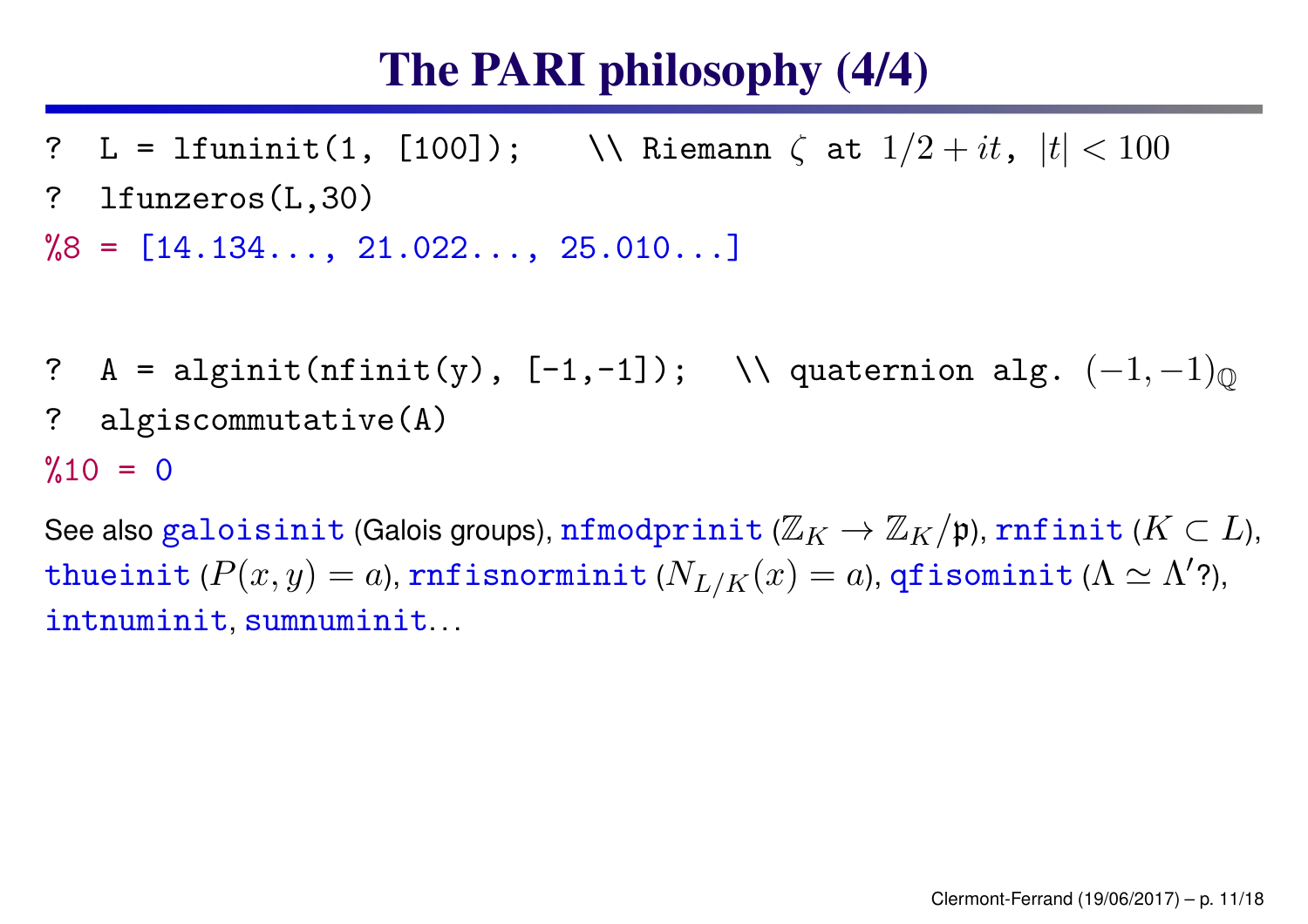# The PARI philosophy (4/4)

```
?  L = lfuninit(1, [100]);    \\ Riemann ζ at 1/2 + it, |t| < 100
?  lfunzeros(L,30)
%8 = [14.134..., 21.022..., 25.010...]
```

```
?  A = alginit(nfinit(y), [-1,-1]);  \\ quaternion alg. (−1, −1)_Q
?  algiscommutative(A)
%10 = 0
```

See also `galoisinit` (Galois groups), `nfmodprinit` ($\mathbb{Z}_K \to \mathbb{Z}_K/\mathfrak{p}$), `rnfinit` ($K \subset L$), `thueinit` ($P(x,y) = a$), `rnfisnorminit` ($N_{L/K}(x) = a$), `qfisominit` ($\Lambda \simeq \Lambda'$?), `intnuminit`, `sumnuminit`…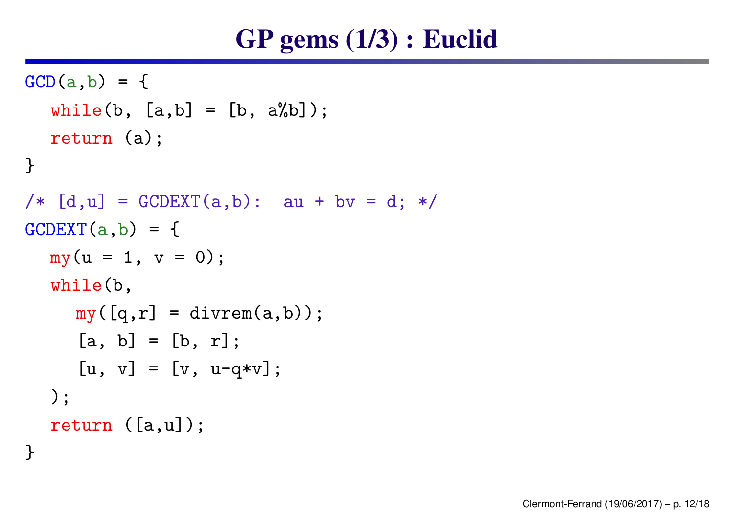# GP gems (1/3) : Euclid

```
GCD(a,b) = {
  while(b, [a,b] = [b, a%b]);
  return (a);
}
/* [d,u] = GCDEXT(a,b):  au + bv = d; */
GCDEXT(a,b) = {
  my(u = 1, v = 0);
  while(b,
    my([q,r] = divrem(a,b));
    [a, b] = [b, r];
    [u, v] = [v, u-q*v];
  );
  return ([a,u]);
}
```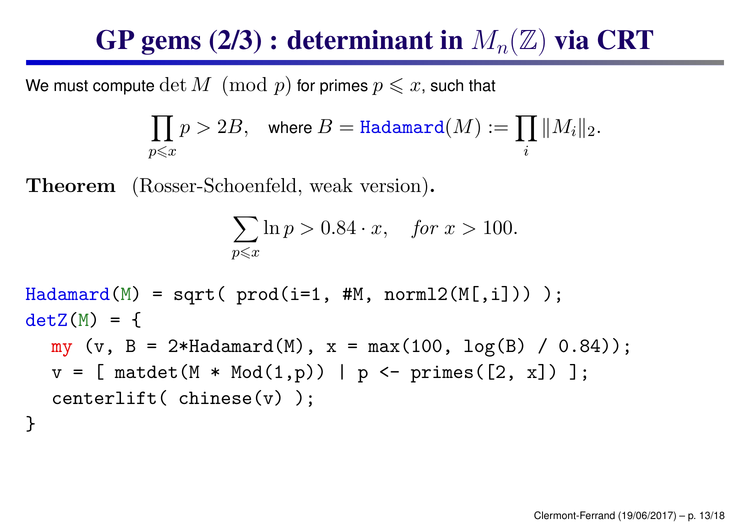# GP gems (2/3) : determinant in $M_n(\mathbb{Z})$ via CRT

We must compute $\det M \pmod{p}$ for primes $p \leqslant x$, such that

$$\prod_{p \leqslant x} p > 2B, \quad \text{where } B = \texttt{Hadamard}(M) := \prod_i \|M_i\|_2.$$

**Theorem** (Rosser-Schoenfeld, weak version)**.**

$$\sum_{p \leqslant x} \ln p > 0.84 \cdot x, \quad \textit{for } x > 100.$$

```
Hadamard(M) = sqrt( prod(i=1, #M, norml2(M[,i])) );
detZ(M) = {
  my (v, B = 2*Hadamard(M), x = max(100, log(B) / 0.84));
  v = [ matdet(M * Mod(1,p)) | p <- primes([2, x]) ];
  centerlift( chinese(v) );
}
```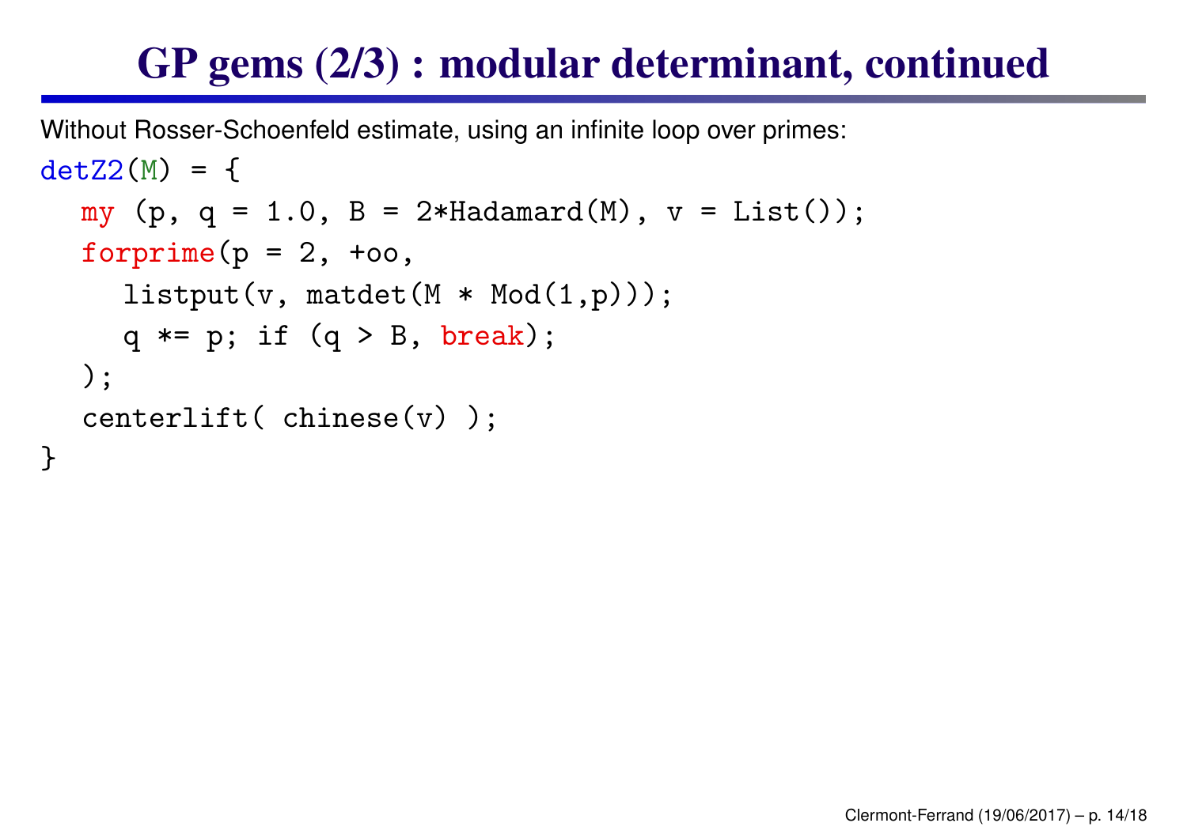# GP gems (2/3) : modular determinant, continued

Without Rosser-Schoenfeld estimate, using an infinite loop over primes:

```
detZ2(M) = {
  my (p, q = 1.0, B = 2*Hadamard(M), v = List());
  forprime(p = 2, +oo,
    listput(v, matdet(M * Mod(1,p)));
    q *= p; if (q > B, break);
  );
  centerlift( chinese(v) );
}
```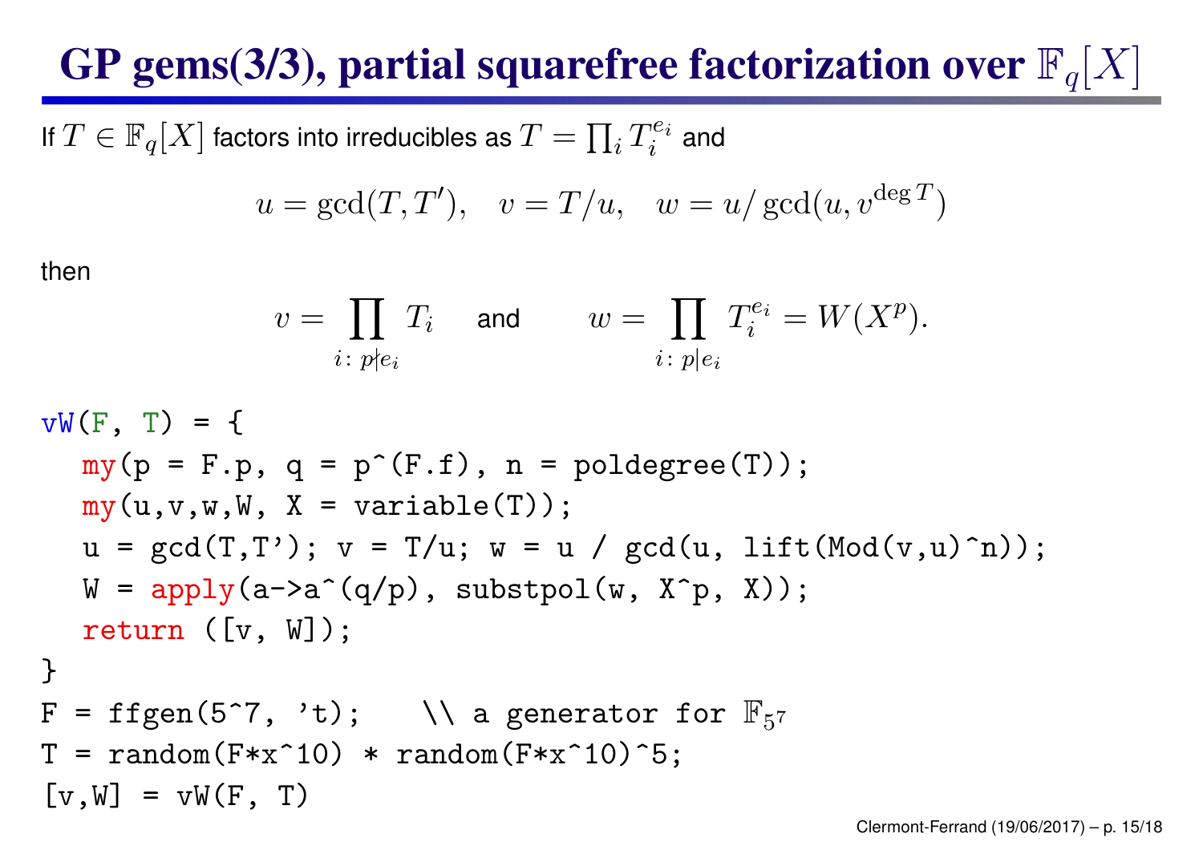# GP gems(3/3), partial squarefree factorization over $\mathbb{F}_q[X]$

If $T \in \mathbb{F}_q[X]$ factors into irreducibles as $T = \prod_i T_i^{e_i}$ and

$$u = \gcd(T, T'), \quad v = T/u, \quad w = u/\gcd(u, v^{\deg T})$$

then

$$v = \prod_{i:\, p \nmid e_i} T_i \quad \text{and} \quad w = \prod_{i:\, p \mid e_i} T_i^{e_i} = W(X^p).$$

```
vW(F, T) = {
  my(p = F.p, q = p^(F.f), n = poldegree(T));
  my(u,v,w,W, X = variable(T));
  u = gcd(T,T'); v = T/u; w = u / gcd(u, lift(Mod(v,u)^n));
  W = apply(a->a^(q/p), substpol(w, X^p, X));
  return ([v, W]);
}
F = ffgen(5^7, 't);    \\ a generator for F_{5^7}
T = random(F*x^10) * random(F*x^10)^5;
[v,W] = vW(F, T)
```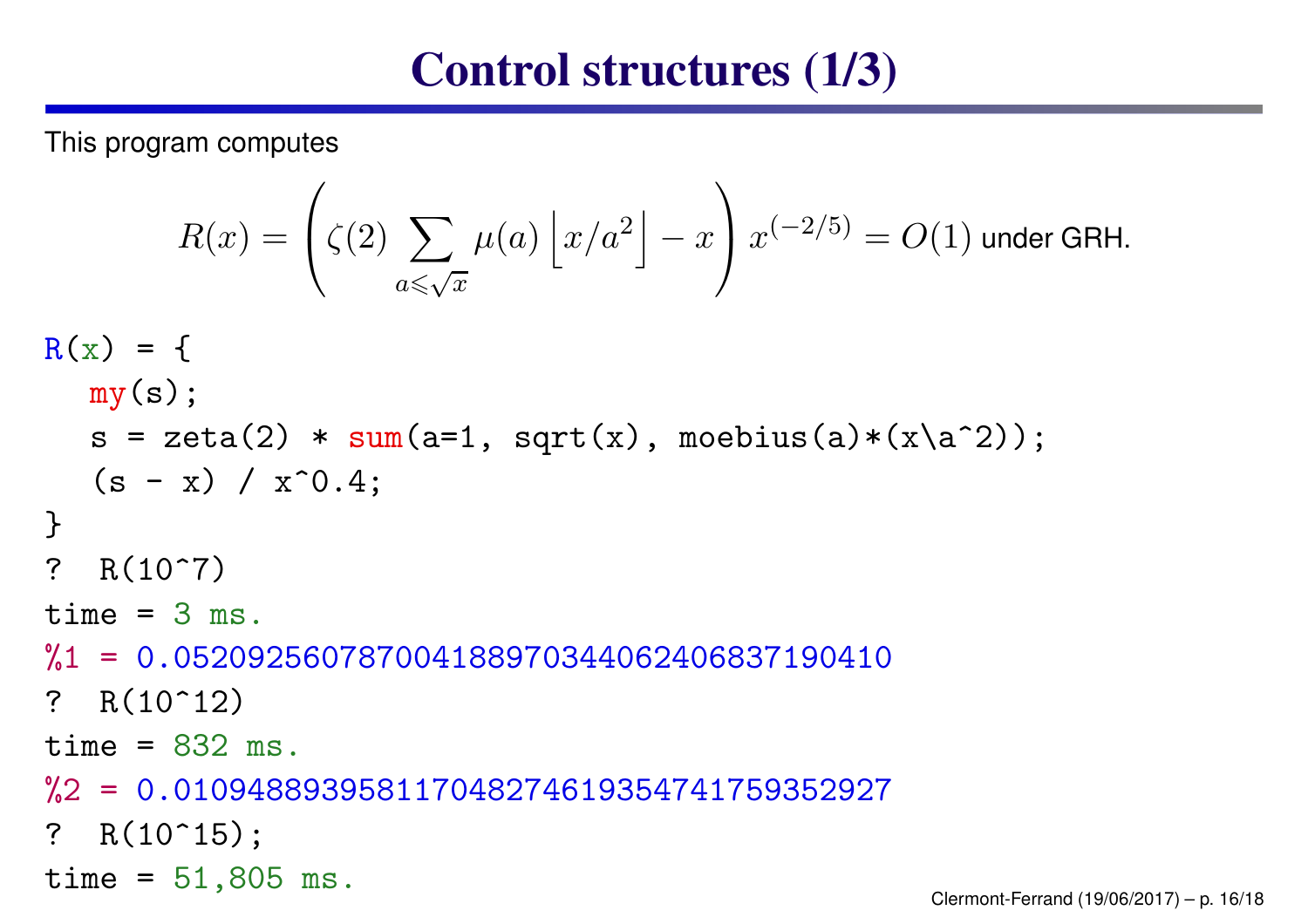# Control structures (1/3)

This program computes

$$R(x) = \left(\zeta(2) \sum_{a \leqslant \sqrt{x}} \mu(a) \left\lfloor x/a^2 \right\rfloor - x\right) x^{(-2/5)} = O(1) \text{ under GRH.}$$

```
R(x) = {
  my(s);
  s = zeta(2) * sum(a=1, sqrt(x), moebius(a)*(x\a^2));
  (s - x) / x^0.4;
}
?  R(10^7)
time = 3 ms.
%1 = 0.052092560787004188970344062406837190410
?  R(10^12)
time = 832 ms.
%2 = 0.010948893958117048274619354741759352927
?  R(10^15);
time = 51,805 ms.
```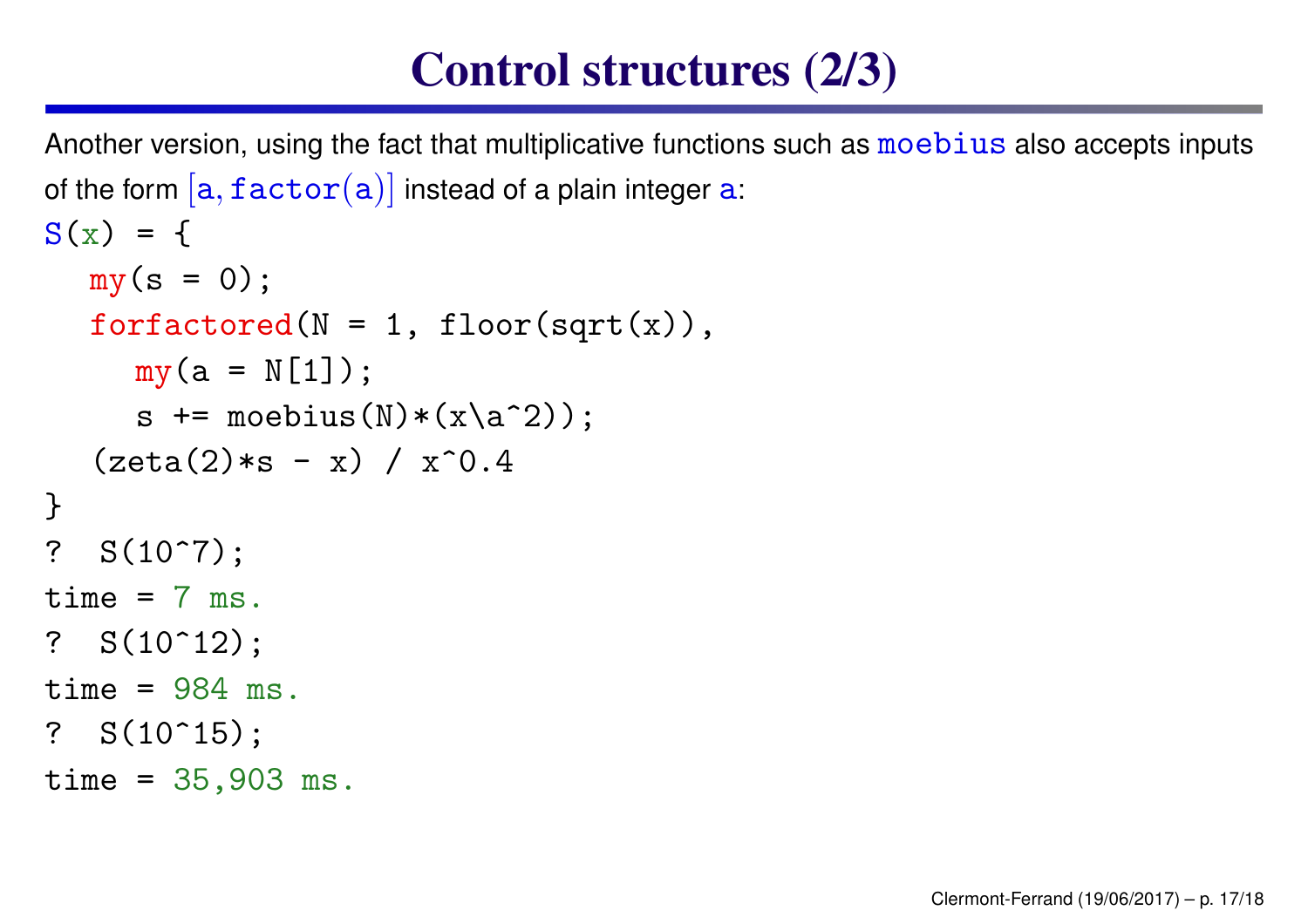# Control structures (2/3)

Another version, using the fact that multiplicative functions such as `moebius` also accepts inputs of the form [a, factor(a)] instead of a plain integer `a`:

```
S(x) = {
  my(s = 0);
  forfactored(N = 1, floor(sqrt(x)),
    my(a = N[1]);
    s += moebius(N)*(x\a^2));
  (zeta(2)*s - x) / x^0.4
}
?  S(10^7);
time = 7 ms.
?  S(10^12);
time = 984 ms.
?  S(10^15);
time = 35,903 ms.
```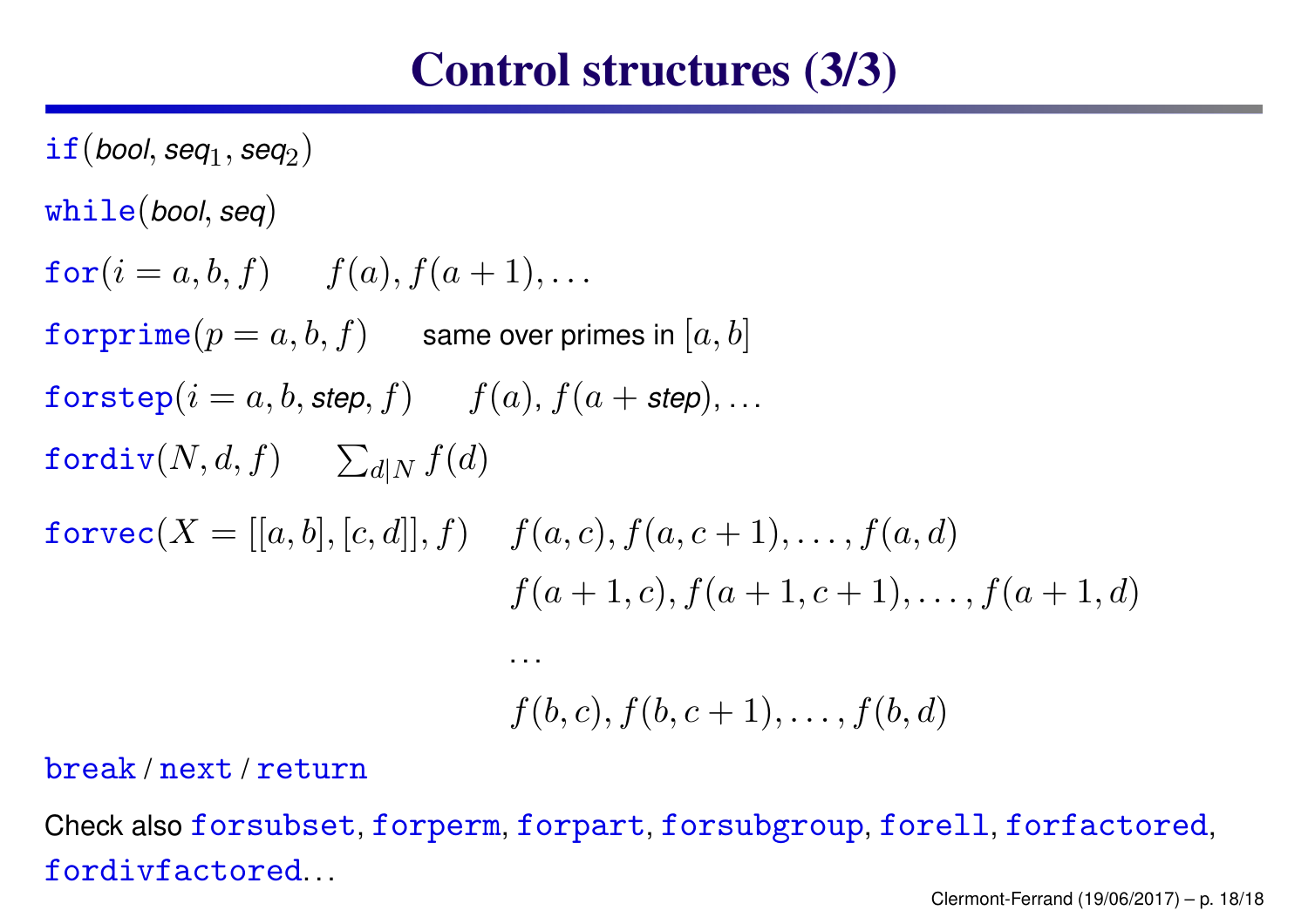# Control structures (3/3)

`if`(*bool*, *seq*$_1$, *seq*$_2$)

`while`(*bool*, *seq*)

`for`$(i = a, b, f)$ $\quad f(a), f(a+1), \ldots$

`forprime`$(p = a, b, f)$ $\quad$ same over primes in $[a, b]$

`forstep`$(i = a, b, \textit{step}, f)$ $\quad f(a), f(a + \textit{step}), \ldots$

`fordiv`$(N, d, f)$ $\quad \sum_{d|N} f(d)$

`forvec`$(X = [[a, b], [c, d]], f)$

$$
\begin{aligned}
&f(a, c), f(a, c+1), \ldots, f(a, d) \\
&f(a+1, c), f(a+1, c+1), \ldots, f(a+1, d) \\
&\ldots \\
&f(b, c), f(b, c+1), \ldots, f(b, d)
\end{aligned}
$$

`break` / `next` / `return`

Check also `forsubset`, `forperm`, `forpart`, `forsubgroup`, `forell`, `forfactored`, `fordivfactored`…